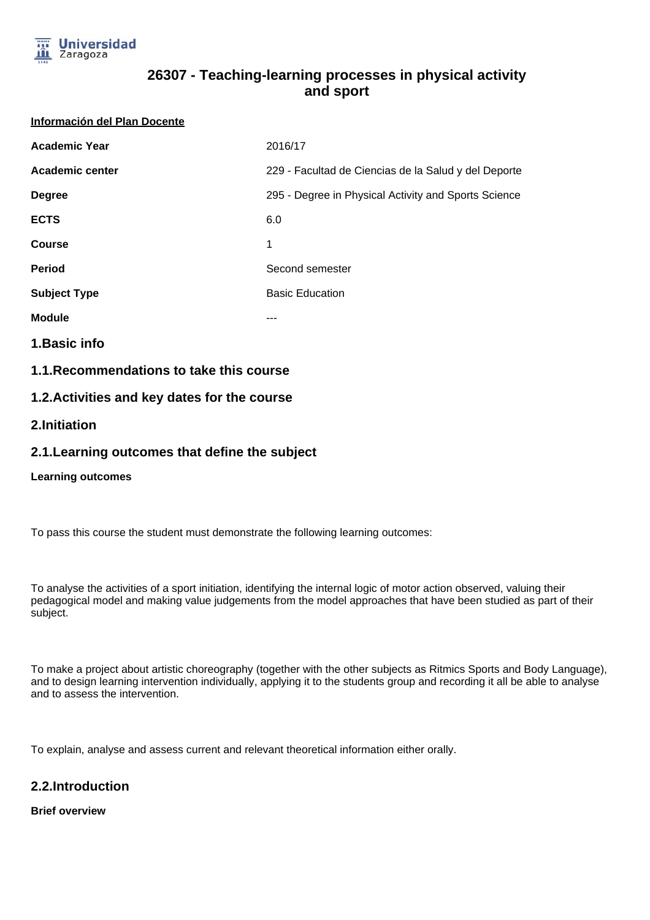# 26307 - Teaching-learning processes in physical activity and sport

**Información del Plan Docente**

| | |
|---|---|
| **Academic Year** | 2016/17 |
| **Academic center** | 229 - Facultad de Ciencias de la Salud y del Deporte |
| **Degree** | 295 - Degree in Physical Activity and Sports Science |
| **ECTS** | 6.0 |
| **Course** | 1 |
| **Period** | Second semester |
| **Subject Type** | Basic Education |
| **Module** | --- |

## 1.Basic info

### 1.1.Recommendations to take this course

### 1.2.Activities and key dates for the course

## 2.Initiation

### 2.1.Learning outcomes that define the subject

**Learning outcomes**

To pass this course the student must demonstrate the following learning outcomes:

To analyse the activities of a sport initiation, identifying the internal logic of motor action observed, valuing their pedagogical model and making value judgements from the model approaches that have been studied as part of their subject.

To make a project about artistic choreography (together with the other subjects as Ritmics Sports and Body Language), and to design learning intervention individually, applying it to the students group and recording it all be able to analyse and to assess the intervention.

To explain, analyse and assess current and relevant theoretical information either orally.

### 2.2.Introduction

**Brief overview**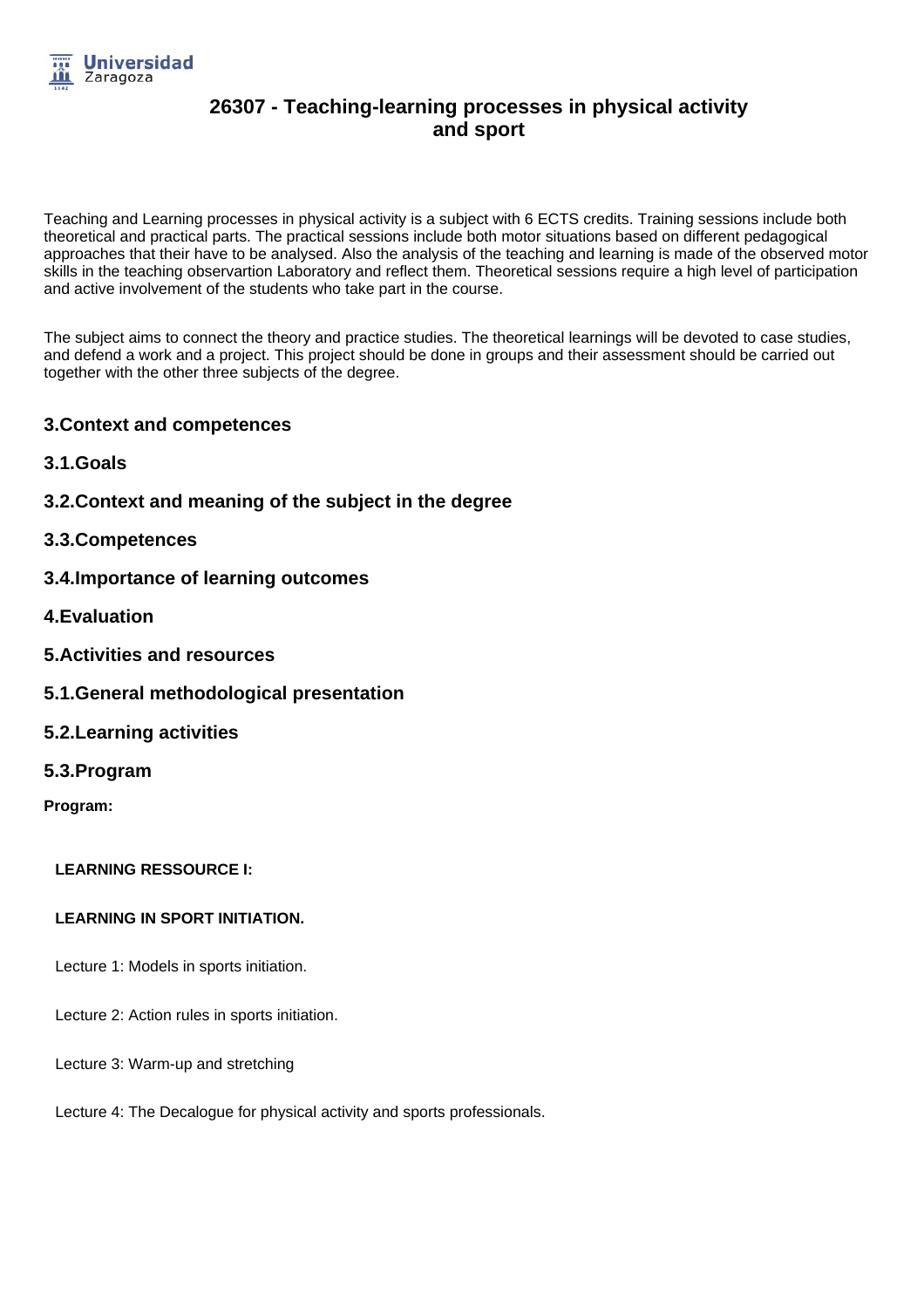# 26307 - Teaching-learning processes in physical activity and sport

Teaching and Learning processes in physical activity is a subject with 6 ECTS credits. Training sessions include both theoretical and practical parts. The practical sessions include both motor situations based on different pedagogical approaches that their have to be analysed. Also the analysis of the teaching and learning is made of the observed motor skills in the teaching observartion Laboratory and reflect them. Theoretical sessions require a high level of participation and active involvement of the students who take part in the course.

The subject aims to connect the theory and practice studies. The theoretical learnings will be devoted to case studies, and defend a work and a project. This project should be done in groups and their assessment should be carried out together with the other three subjects of the degree.

## 3.Context and competences

### 3.1.Goals

### 3.2.Context and meaning of the subject in the degree

### 3.3.Competences

### 3.4.Importance of learning outcomes

## 4.Evaluation

## 5.Activities and resources

### 5.1.General methodological presentation

### 5.2.Learning activities

### 5.3.Program

**Program:**

**LEARNING RESSOURCE I:**

**LEARNING IN SPORT INITIATION.**

Lecture 1: Models in sports initiation.

Lecture 2: Action rules in sports initiation.

Lecture 3: Warm-up and stretching

Lecture 4: The Decalogue for physical activity and sports professionals.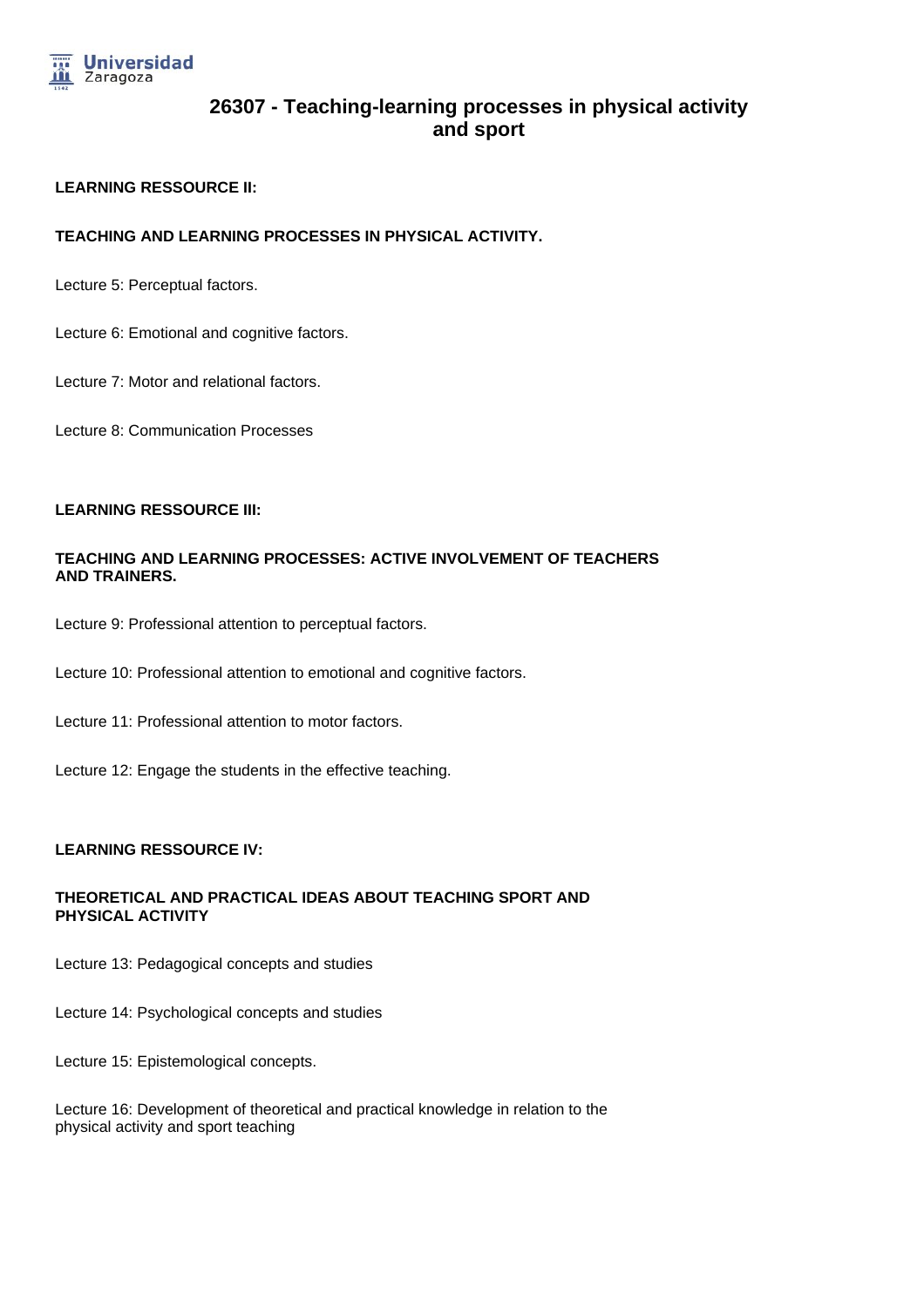# 26307 - Teaching-learning processes in physical activity and sport

**LEARNING RESSOURCE II:**

**TEACHING AND LEARNING PROCESSES IN PHYSICAL ACTIVITY.**

Lecture 5: Perceptual factors.

Lecture 6: Emotional and cognitive factors.

Lecture 7: Motor and relational factors.

Lecture 8: Communication Processes

**LEARNING RESSOURCE III:**

**TEACHING AND LEARNING PROCESSES: ACTIVE INVOLVEMENT OF TEACHERS AND TRAINERS.**

Lecture 9: Professional attention to perceptual factors.

Lecture 10: Professional attention to emotional and cognitive factors.

Lecture 11: Professional attention to motor factors.

Lecture 12: Engage the students in the effective teaching.

**LEARNING RESSOURCE IV:**

**THEORETICAL AND PRACTICAL IDEAS ABOUT TEACHING SPORT AND PHYSICAL ACTIVITY**

Lecture 13: Pedagogical concepts and studies

Lecture 14: Psychological concepts and studies

Lecture 15: Epistemological concepts.

Lecture 16: Development of theoretical and practical knowledge in relation to the physical activity and sport teaching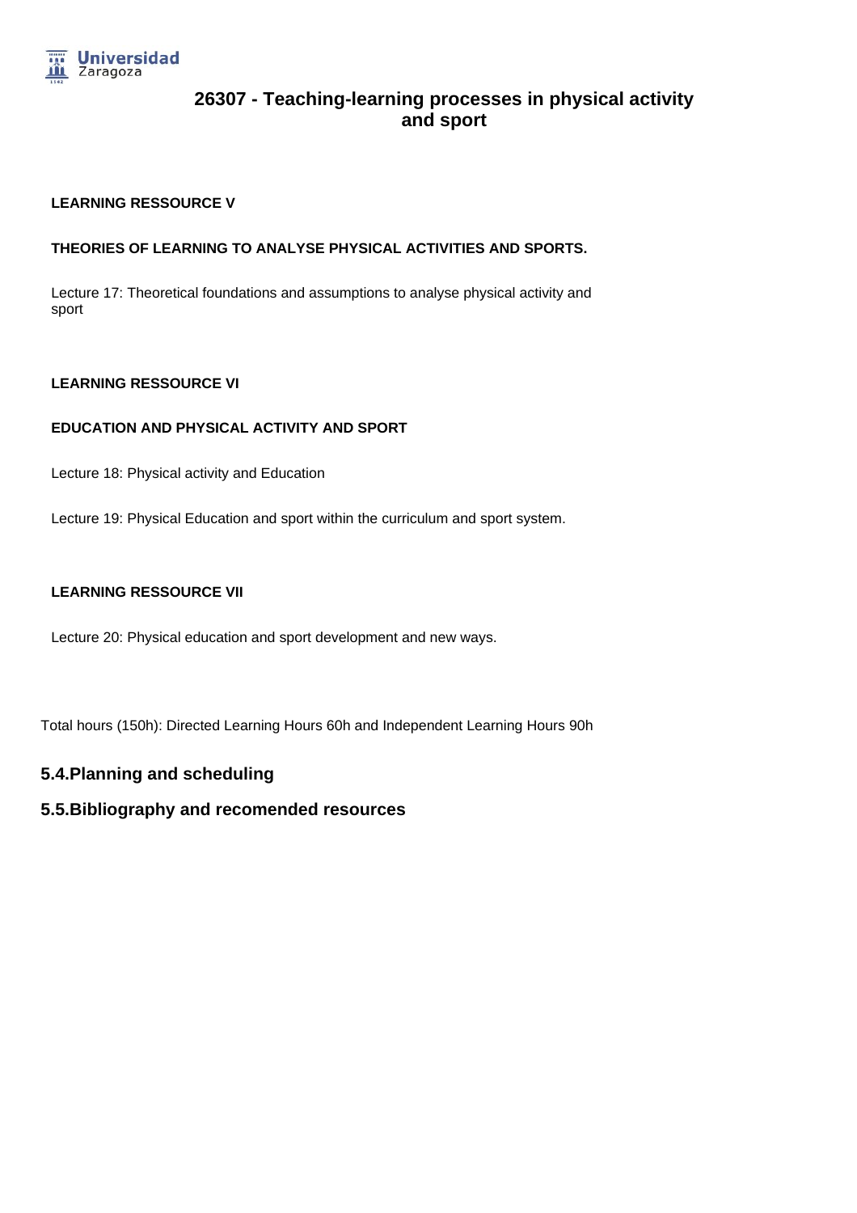**LEARNING RESSOURCE V**

**THEORIES OF LEARNING TO ANALYSE PHYSICAL ACTIVITIES AND SPORTS.**

Lecture 17: Theoretical foundations and assumptions to analyse physical activity and sport

**LEARNING RESSOURCE VI**

**EDUCATION AND PHYSICAL ACTIVITY AND SPORT**

Lecture 18: Physical activity and Education

Lecture 19: Physical Education and sport within the curriculum and sport system.

**LEARNING RESSOURCE VII**

Lecture 20: Physical education and sport development and new ways.

Total hours (150h): Directed Learning Hours 60h and Independent Learning Hours 90h

## 5.4.Planning and scheduling

## 5.5.Bibliography and recomended resources